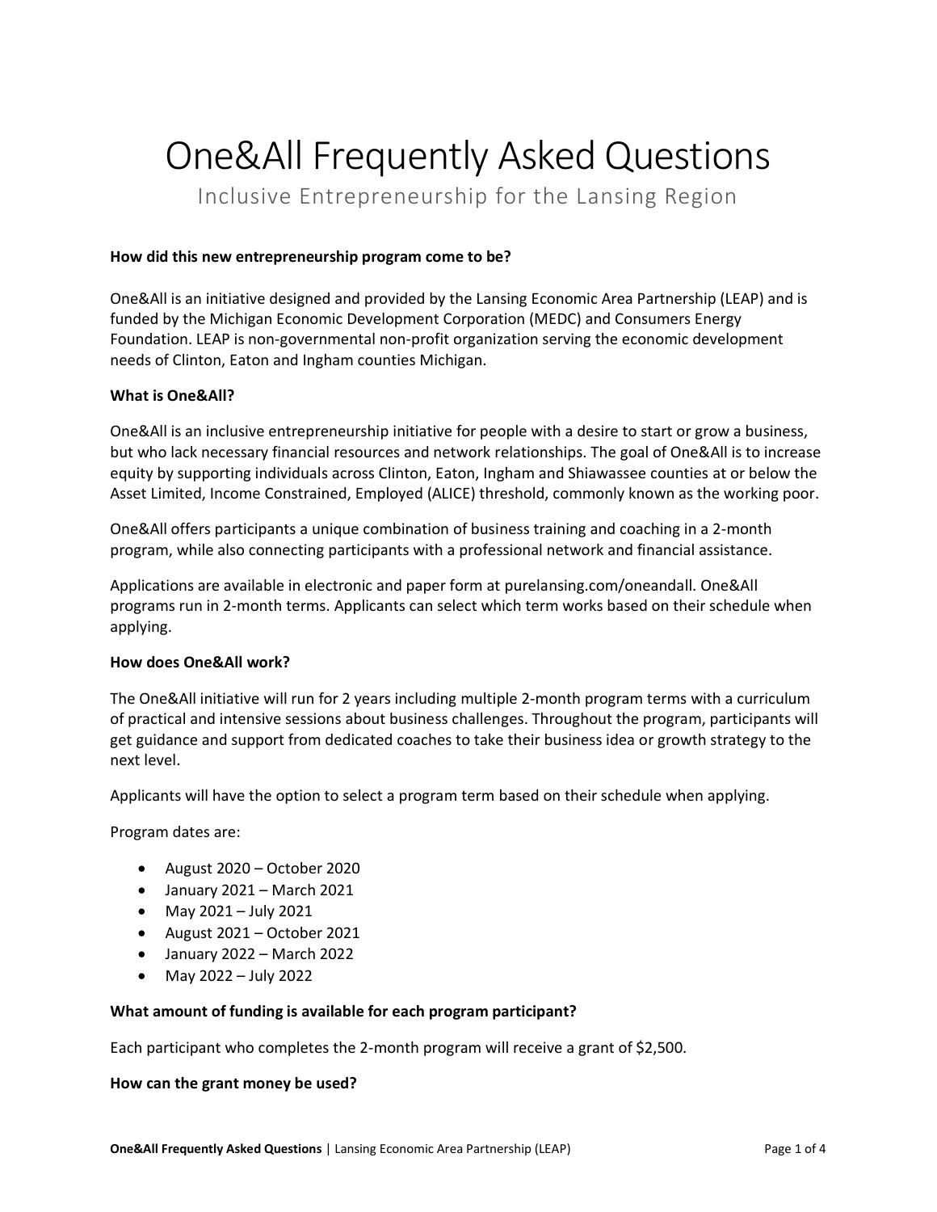# One&All Frequently Asked Questions

## Inclusive Entrepreneurship for the Lansing Region

**How did this new entrepreneurship program come to be?**

One&All is an initiative designed and provided by the Lansing Economic Area Partnership (LEAP) and is funded by the Michigan Economic Development Corporation (MEDC) and Consumers Energy Foundation. LEAP is non-governmental non-profit organization serving the economic development needs of Clinton, Eaton and Ingham counties Michigan.

**What is One&All?**

One&All is an inclusive entrepreneurship initiative for people with a desire to start or grow a business, but who lack necessary financial resources and network relationships. The goal of One&All is to increase equity by supporting individuals across Clinton, Eaton, Ingham and Shiawassee counties at or below the Asset Limited, Income Constrained, Employed (ALICE) threshold, commonly known as the working poor.

One&All offers participants a unique combination of business training and coaching in a 2-month program, while also connecting participants with a professional network and financial assistance.

Applications are available in electronic and paper form at purelansing.com/oneandall. One&All programs run in 2-month terms. Applicants can select which term works based on their schedule when applying.

**How does One&All work?**

The One&All initiative will run for 2 years including multiple 2-month program terms with a curriculum of practical and intensive sessions about business challenges. Throughout the program, participants will get guidance and support from dedicated coaches to take their business idea or growth strategy to the next level.

Applicants will have the option to select a program term based on their schedule when applying.

Program dates are:

- August 2020 – October 2020
- January 2021 – March 2021
- May 2021 – July 2021
- August 2021 – October 2021
- January 2022 – March 2022
- May 2022 – July 2022

**What amount of funding is available for each program participant?**

Each participant who completes the 2-month program will receive a grant of $2,500.

**How can the grant money be used?**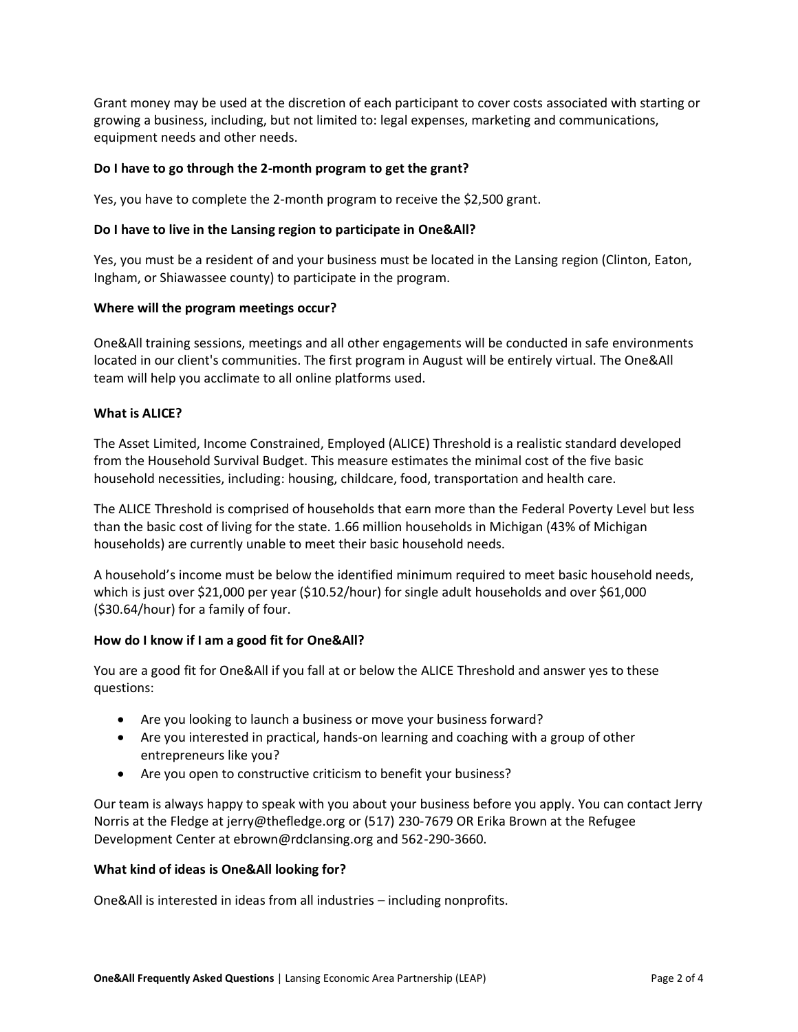Grant money may be used at the discretion of each participant to cover costs associated with starting or growing a business, including, but not limited to: legal expenses, marketing and communications, equipment needs and other needs.

**Do I have to go through the 2-month program to get the grant?**

Yes, you have to complete the 2-month program to receive the $2,500 grant.

**Do I have to live in the Lansing region to participate in One&All?**

Yes, you must be a resident of and your business must be located in the Lansing region (Clinton, Eaton, Ingham, or Shiawassee county) to participate in the program.

**Where will the program meetings occur?**

One&All training sessions, meetings and all other engagements will be conducted in safe environments located in our client's communities. The first program in August will be entirely virtual. The One&All team will help you acclimate to all online platforms used.

**What is ALICE?**

The Asset Limited, Income Constrained, Employed (ALICE) Threshold is a realistic standard developed from the Household Survival Budget. This measure estimates the minimal cost of the five basic household necessities, including: housing, childcare, food, transportation and health care.

The ALICE Threshold is comprised of households that earn more than the Federal Poverty Level but less than the basic cost of living for the state. 1.66 million households in Michigan (43% of Michigan households) are currently unable to meet their basic household needs.

A household's income must be below the identified minimum required to meet basic household needs, which is just over $21,000 per year ($10.52/hour) for single adult households and over $61,000 ($30.64/hour) for a family of four.

**How do I know if I am a good fit for One&All?**

You are a good fit for One&All if you fall at or below the ALICE Threshold and answer yes to these questions:

- Are you looking to launch a business or move your business forward?
- Are you interested in practical, hands-on learning and coaching with a group of other entrepreneurs like you?
- Are you open to constructive criticism to benefit your business?

Our team is always happy to speak with you about your business before you apply. You can contact Jerry Norris at the Fledge at jerry@thefledge.org or (517) 230-7679 OR Erika Brown at the Refugee Development Center at ebrown@rdclansing.org and 562-290-3660.

**What kind of ideas is One&All looking for?**

One&All is interested in ideas from all industries – including nonprofits.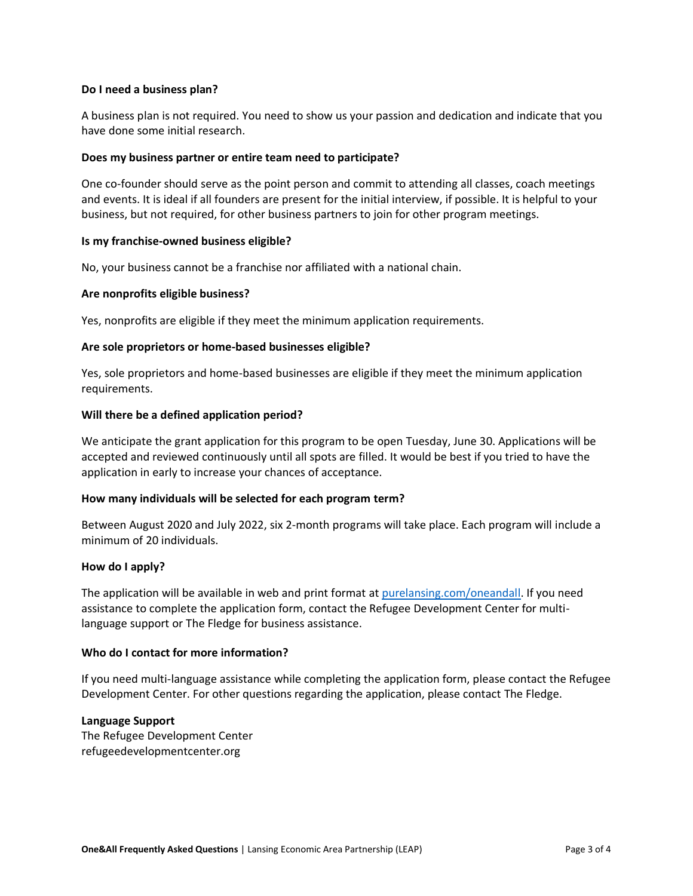**Do I need a business plan?**

A business plan is not required. You need to show us your passion and dedication and indicate that you have done some initial research.

**Does my business partner or entire team need to participate?**

One co-founder should serve as the point person and commit to attending all classes, coach meetings and events. It is ideal if all founders are present for the initial interview, if possible. It is helpful to your business, but not required, for other business partners to join for other program meetings.

**Is my franchise-owned business eligible?**

No, your business cannot be a franchise nor affiliated with a national chain.

**Are nonprofits eligible business?**

Yes, nonprofits are eligible if they meet the minimum application requirements.

**Are sole proprietors or home-based businesses eligible?**

Yes, sole proprietors and home-based businesses are eligible if they meet the minimum application requirements.

**Will there be a defined application period?**

We anticipate the grant application for this program to be open Tuesday, June 30. Applications will be accepted and reviewed continuously until all spots are filled. It would be best if you tried to have the application in early to increase your chances of acceptance.

**How many individuals will be selected for each program term?**

Between August 2020 and July 2022, six 2-month programs will take place. Each program will include a minimum of 20 individuals.

**How do I apply?**

The application will be available in web and print format at [purelansing.com/oneandall](purelansing.com/oneandall). If you need assistance to complete the application form, contact the Refugee Development Center for multi-language support or The Fledge for business assistance.

**Who do I contact for more information?**

If you need multi-language assistance while completing the application form, please contact the Refugee Development Center. For other questions regarding the application, please contact The Fledge.

**Language Support**
The Refugee Development Center
refugeedevelopmentcenter.org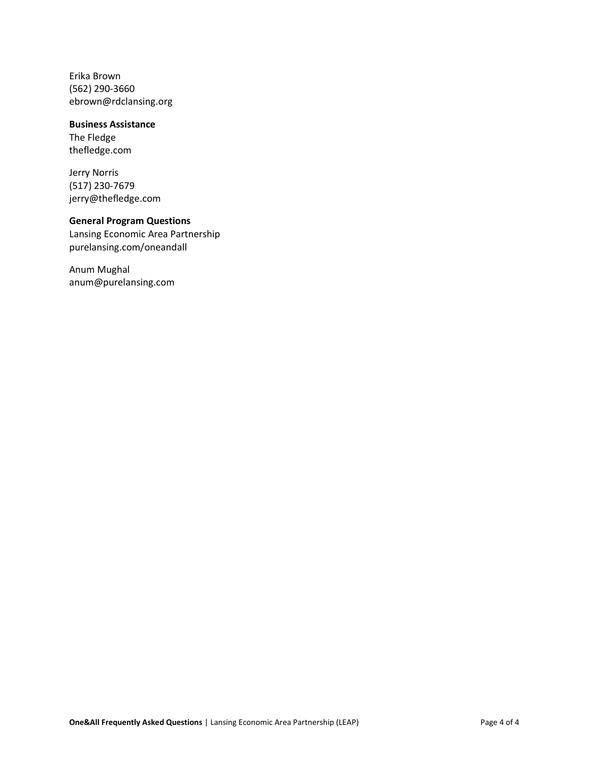Erika Brown
(562) 290-3660
ebrown@rdclansing.org

**Business Assistance**
The Fledge
thefledge.com

Jerry Norris
(517) 230-7679
jerry@thefledge.com

**General Program Questions**
Lansing Economic Area Partnership
purelansing.com/oneandall

Anum Mughal
anum@purelansing.com